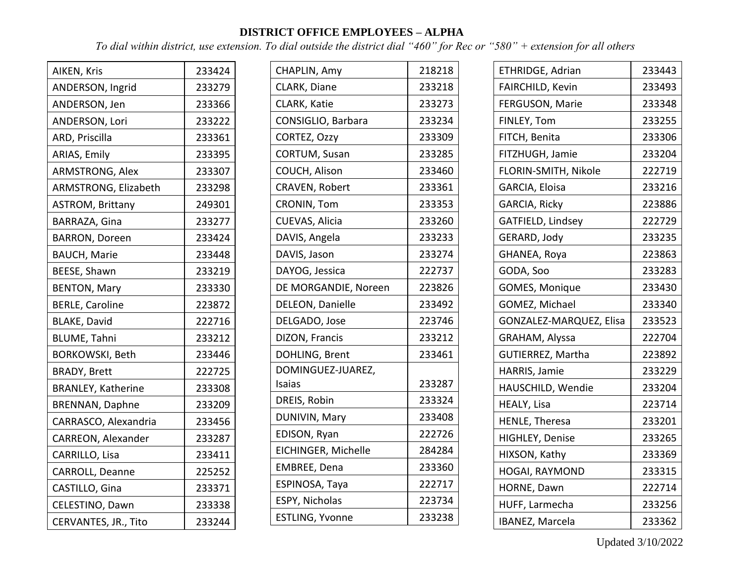**DISTRICT OFFICE EMPLOYEES – ALPHA**

*To dial within district, use extension. To dial outside the district dial "460" for Rec or "580" + extension for all others*

| Name | Extension |
|---|---|
| AIKEN, Kris | 233424 |
| ANDERSON, Ingrid | 233279 |
| ANDERSON, Jen | 233366 |
| ANDERSON, Lori | 233222 |
| ARD, Priscilla | 233361 |
| ARIAS, Emily | 233395 |
| ARMSTRONG, Alex | 233307 |
| ARMSTRONG, Elizabeth | 233298 |
| ASTROM, Brittany | 249301 |
| BARRAZA, Gina | 233277 |
| BARRON, Doreen | 233424 |
| BAUCH, Marie | 233448 |
| BEESE, Shawn | 233219 |
| BENTON, Mary | 233330 |
| BERLE, Caroline | 223872 |
| BLAKE, David | 222716 |
| BLUME, Tahni | 233212 |
| BORKOWSKI, Beth | 233446 |
| BRADY, Brett | 222725 |
| BRANLEY, Katherine | 233308 |
| BRENNAN, Daphne | 233209 |
| CARRASCO, Alexandria | 233456 |
| CARREON, Alexander | 233287 |
| CARRILLO, Lisa | 233411 |
| CARROLL, Deanne | 225252 |
| CASTILLO, Gina | 233371 |
| CELESTINO, Dawn | 233338 |
| CERVANTES, JR., Tito | 233244 |
| CHAPLIN, Amy | 218218 |
| CLARK, Diane | 233218 |
| CLARK, Katie | 233273 |
| CONSIGLIO, Barbara | 233234 |
| CORTEZ, Ozzy | 233309 |
| CORTUM, Susan | 233285 |
| COUCH, Alison | 233460 |
| CRAVEN, Robert | 233361 |
| CRONIN, Tom | 233353 |
| CUEVAS, Alicia | 233260 |
| DAVIS, Angela | 233233 |
| DAVIS, Jason | 233274 |
| DAYOG, Jessica | 222737 |
| DE MORGANDIE, Noreen | 223826 |
| DELEON, Danielle | 233492 |
| DELGADO, Jose | 223746 |
| DIZON, Francis | 233212 |
| DOHLING, Brent | 233461 |
| DOMINGUEZ-JUAREZ, Isaias | 233287 |
| DREIS, Robin | 233324 |
| DUNIVIN, Mary | 233408 |
| EDISON, Ryan | 222726 |
| EICHINGER, Michelle | 284284 |
| EMBREE, Dena | 233360 |
| ESPINOSA, Taya | 222717 |
| ESPY, Nicholas | 223734 |
| ESTLING, Yvonne | 233238 |
| ETHRIDGE, Adrian | 233443 |
| FAIRCHILD, Kevin | 233493 |
| FERGUSON, Marie | 233348 |
| FINLEY, Tom | 233255 |
| FITCH, Benita | 233306 |
| FITZHUGH, Jamie | 233204 |
| FLORIN-SMITH, Nikole | 222719 |
| GARCIA, Eloisa | 233216 |
| GARCIA, Ricky | 223886 |
| GATFIELD, Lindsey | 222729 |
| GERARD, Jody | 233235 |
| GHANEA, Roya | 223863 |
| GODA, Soo | 233283 |
| GOMES, Monique | 233430 |
| GOMEZ, Michael | 233340 |
| GONZALEZ-MARQUEZ, Elisa | 233523 |
| GRAHAM, Alyssa | 222704 |
| GUTIERREZ, Martha | 223892 |
| HARRIS, Jamie | 233229 |
| HAUSCHILD, Wendie | 233204 |
| HEALY, Lisa | 223714 |
| HENLE, Theresa | 233201 |
| HIGHLEY, Denise | 233265 |
| HIXSON, Kathy | 233369 |
| HOGAI, RAYMOND | 233315 |
| HORNE, Dawn | 222714 |
| HUFF, Larmecha | 233256 |
| IBANEZ, Marcela | 233362 |

Updated 3/10/2022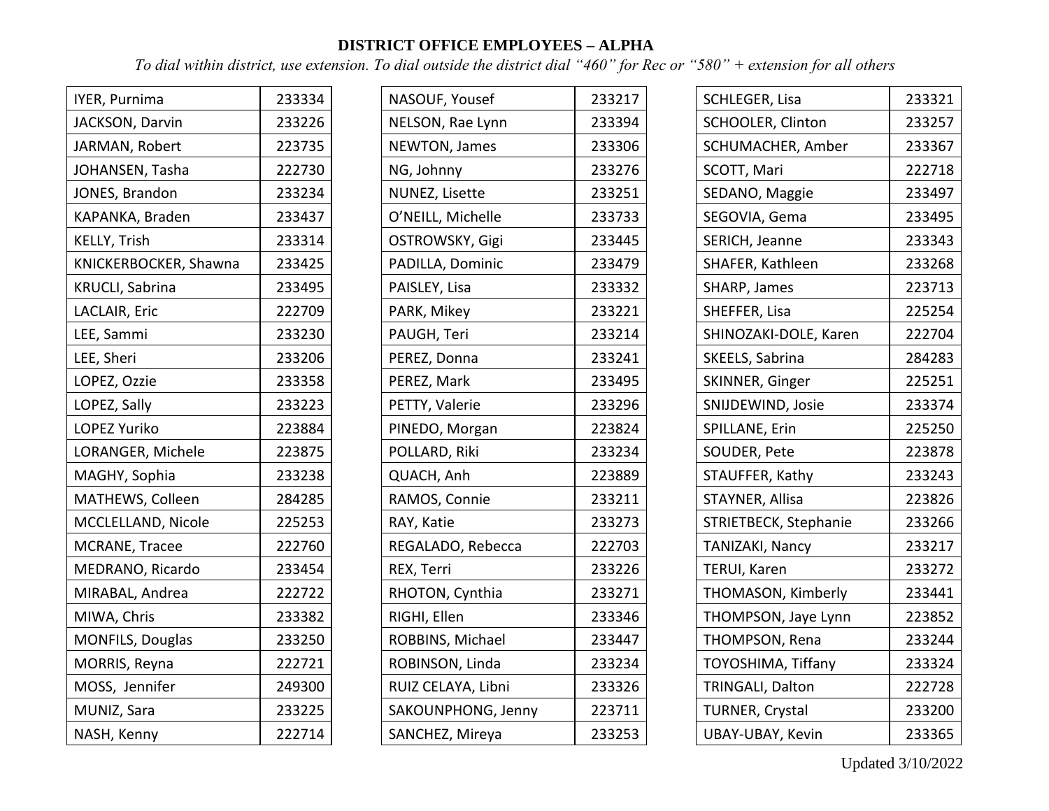**DISTRICT OFFICE EMPLOYEES – ALPHA**

*To dial within district, use extension. To dial outside the district dial "460" for Rec or "580" + extension for all others*

| Name | Extension |
|---|---|
| IYER, Purnima | 233334 |
| JACKSON, Darvin | 233226 |
| JARMAN, Robert | 223735 |
| JOHANSEN, Tasha | 222730 |
| JONES, Brandon | 233234 |
| KAPANKA, Braden | 233437 |
| KELLY, Trish | 233314 |
| KNICKERBOCKER, Shawna | 233425 |
| KRUCLI, Sabrina | 233495 |
| LACLAIR, Eric | 222709 |
| LEE, Sammi | 233230 |
| LEE, Sheri | 233206 |
| LOPEZ, Ozzie | 233358 |
| LOPEZ, Sally | 233223 |
| LOPEZ Yuriko | 223884 |
| LORANGER, Michele | 223875 |
| MAGHY, Sophia | 233238 |
| MATHEWS, Colleen | 284285 |
| MCCLELLAND, Nicole | 225253 |
| MCRANE, Tracee | 222760 |
| MEDRANO, Ricardo | 233454 |
| MIRABAL, Andrea | 222722 |
| MIWA, Chris | 233382 |
| MONFILS, Douglas | 233250 |
| MORRIS, Reyna | 222721 |
| MOSS, Jennifer | 249300 |
| MUNIZ, Sara | 233225 |
| NASH, Kenny | 222714 |
| NASOUF, Yousef | 233217 |
| NELSON, Rae Lynn | 233394 |
| NEWTON, James | 233306 |
| NG, Johnny | 233276 |
| NUNEZ, Lisette | 233251 |
| O'NEILL, Michelle | 233733 |
| OSTROWSKY, Gigi | 233445 |
| PADILLA, Dominic | 233479 |
| PAISLEY, Lisa | 233332 |
| PARK, Mikey | 233221 |
| PAUGH, Teri | 233214 |
| PEREZ, Donna | 233241 |
| PEREZ, Mark | 233495 |
| PETTY, Valerie | 233296 |
| PINEDO, Morgan | 223824 |
| POLLARD, Riki | 233234 |
| QUACH, Anh | 223889 |
| RAMOS, Connie | 233211 |
| RAY, Katie | 233273 |
| REGALADO, Rebecca | 222703 |
| REX, Terri | 233226 |
| RHOTON, Cynthia | 233271 |
| RIGHI, Ellen | 233346 |
| ROBBINS, Michael | 233447 |
| ROBINSON, Linda | 233234 |
| RUIZ CELAYA, Libni | 233326 |
| SAKOUNPHONG, Jenny | 223711 |
| SANCHEZ, Mireya | 233253 |
| SCHLEGER, Lisa | 233321 |
| SCHOOLER, Clinton | 233257 |
| SCHUMACHER, Amber | 233367 |
| SCOTT, Mari | 222718 |
| SEDANO, Maggie | 233497 |
| SEGOVIA, Gema | 233495 |
| SERICH, Jeanne | 233343 |
| SHAFER, Kathleen | 233268 |
| SHARP, James | 223713 |
| SHEFFER, Lisa | 225254 |
| SHINOZAKI-DOLE, Karen | 222704 |
| SKEELS, Sabrina | 284283 |
| SKINNER, Ginger | 225251 |
| SNIJDEWIND, Josie | 233374 |
| SPILLANE, Erin | 225250 |
| SOUDER, Pete | 223878 |
| STAUFFER, Kathy | 233243 |
| STAYNER, Allisa | 223826 |
| STRIETBECK, Stephanie | 233266 |
| TANIZAKI, Nancy | 233217 |
| TERUI, Karen | 233272 |
| THOMASON, Kimberly | 233441 |
| THOMPSON, Jaye Lynn | 223852 |
| THOMPSON, Rena | 233244 |
| TOYOSHIMA, Tiffany | 233324 |
| TRINGALI, Dalton | 222728 |
| TURNER, Crystal | 233200 |
| UBAY-UBAY, Kevin | 233365 |

Updated 3/10/2022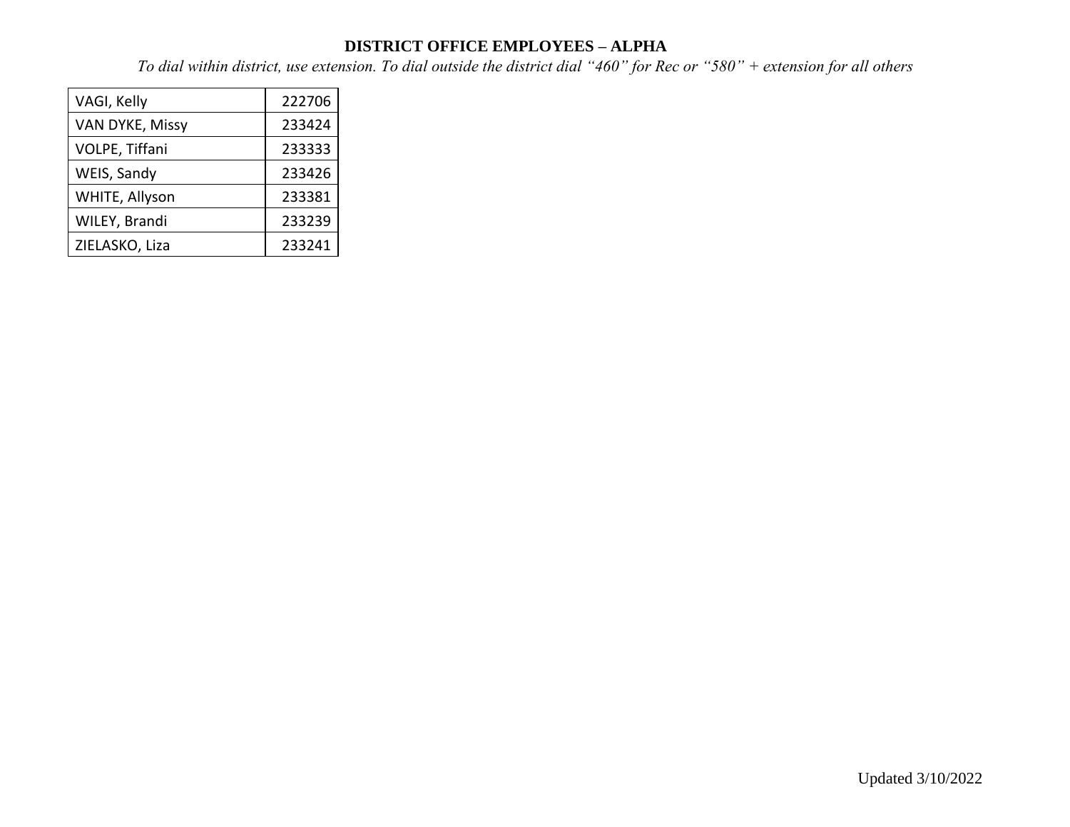**DISTRICT OFFICE EMPLOYEES – ALPHA**

*To dial within district, use extension. To dial outside the district dial "460" for Rec or "580" + extension for all others*

| | |
|---|---|
| VAGI, Kelly | 222706 |
| VAN DYKE, Missy | 233424 |
| VOLPE, Tiffani | 233333 |
| WEIS, Sandy | 233426 |
| WHITE, Allyson | 233381 |
| WILEY, Brandi | 233239 |
| ZIELASKO, Liza | 233241 |

Updated 3/10/2022